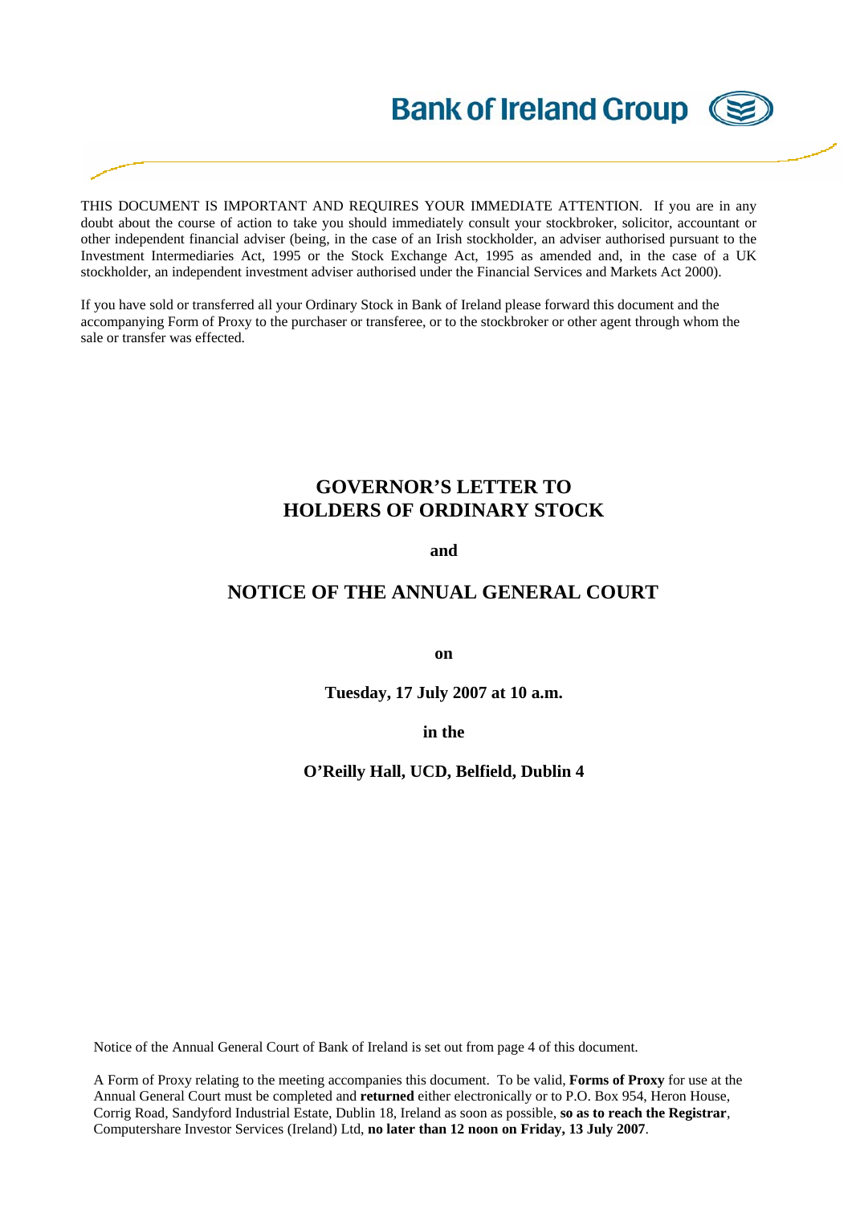Bank of Ireland Group

THIS DOCUMENT IS IMPORTANT AND REQUIRES YOUR IMMEDIATE ATTENTION. If you are in any doubt about the course of action to take you should immediately consult your stockbroker, solicitor, accountant or other independent financial adviser (being, in the case of an Irish stockholder, an adviser authorised pursuant to the Investment Intermediaries Act, 1995 or the Stock Exchange Act, 1995 as amended and, in the case of a UK stockholder, an independent investment adviser authorised under the Financial Services and Markets Act 2000).

If you have sold or transferred all your Ordinary Stock in Bank of Ireland please forward this document and the accompanying Form of Proxy to the purchaser or transferee, or to the stockbroker or other agent through whom the sale or transfer was effected.

# GOVERNOR'S LETTER TO HOLDERS OF ORDINARY STOCK

**and**

# NOTICE OF THE ANNUAL GENERAL COURT

**on**

**Tuesday, 17 July 2007 at 10 a.m.**

**in the**

**O'Reilly Hall, UCD, Belfield, Dublin 4**

Notice of the Annual General Court of Bank of Ireland is set out from page 4 of this document.

A Form of Proxy relating to the meeting accompanies this document. To be valid, **Forms of Proxy** for use at the Annual General Court must be completed and **returned** either electronically or to P.O. Box 954, Heron House, Corrig Road, Sandyford Industrial Estate, Dublin 18, Ireland as soon as possible, **so as to reach the Registrar**, Computershare Investor Services (Ireland) Ltd, **no later than 12 noon on Friday, 13 July 2007**.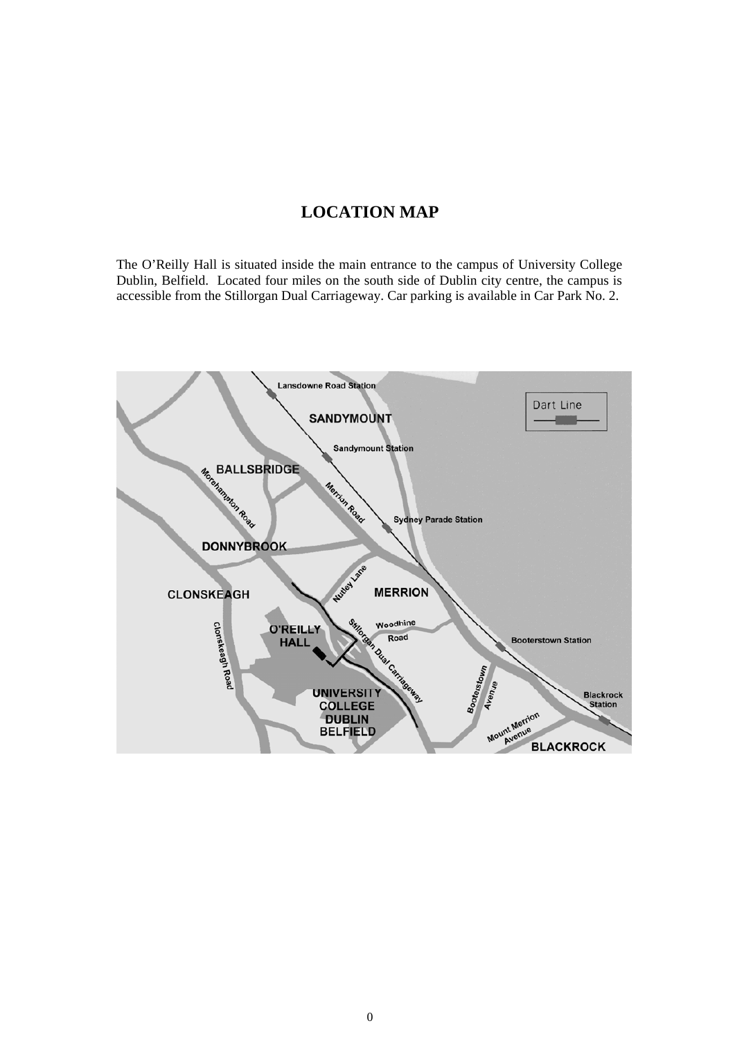# LOCATION MAP

The O'Reilly Hall is situated inside the main entrance to the campus of University College Dublin, Belfield. Located four miles on the south side of Dublin city centre, the campus is accessible from the Stillorgan Dual Carriageway. Car parking is available in Car Park No. 2.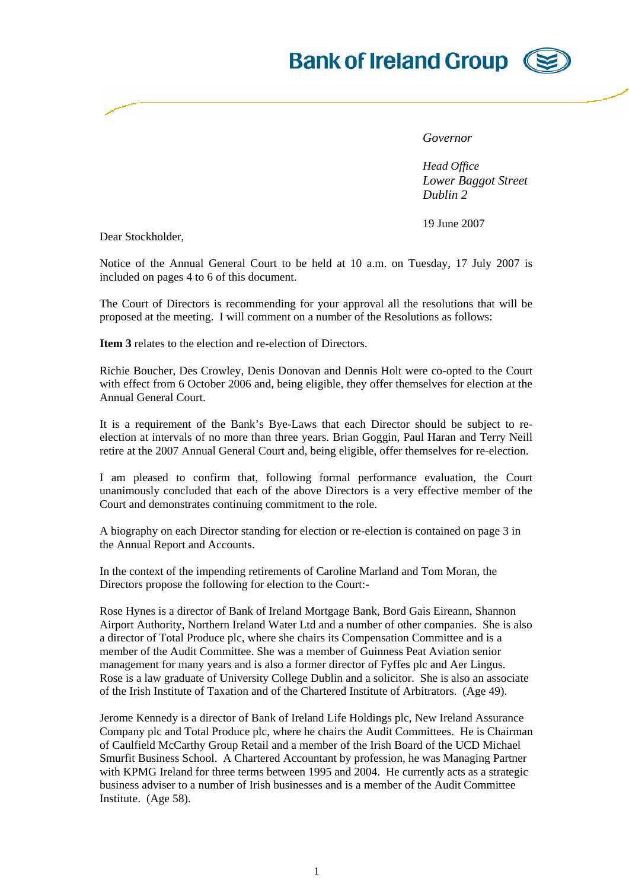# Bank of Ireland Group

*Governor*

*Head Office*
*Lower Baggot Street*
*Dublin 2*

19 June 2007

Dear Stockholder,

Notice of the Annual General Court to be held at 10 a.m. on Tuesday, 17 July 2007 is included on pages 4 to 6 of this document.

The Court of Directors is recommending for your approval all the resolutions that will be proposed at the meeting. I will comment on a number of the Resolutions as follows:

**Item 3** relates to the election and re-election of Directors.

Richie Boucher, Des Crowley, Denis Donovan and Dennis Holt were co-opted to the Court with effect from 6 October 2006 and, being eligible, they offer themselves for election at the Annual General Court.

It is a requirement of the Bank's Bye-Laws that each Director should be subject to re-election at intervals of no more than three years. Brian Goggin, Paul Haran and Terry Neill retire at the 2007 Annual General Court and, being eligible, offer themselves for re-election.

I am pleased to confirm that, following formal performance evaluation, the Court unanimously concluded that each of the above Directors is a very effective member of the Court and demonstrates continuing commitment to the role.

A biography on each Director standing for election or re-election is contained on page 3 in the Annual Report and Accounts.

In the context of the impending retirements of Caroline Marland and Tom Moran, the Directors propose the following for election to the Court:-

Rose Hynes is a director of Bank of Ireland Mortgage Bank, Bord Gais Eireann, Shannon Airport Authority, Northern Ireland Water Ltd and a number of other companies. She is also a director of Total Produce plc, where she chairs its Compensation Committee and is a member of the Audit Committee. She was a member of Guinness Peat Aviation senior management for many years and is also a former director of Fyffes plc and Aer Lingus. Rose is a law graduate of University College Dublin and a solicitor. She is also an associate of the Irish Institute of Taxation and of the Chartered Institute of Arbitrators. (Age 49).

Jerome Kennedy is a director of Bank of Ireland Life Holdings plc, New Ireland Assurance Company plc and Total Produce plc, where he chairs the Audit Committees. He is Chairman of Caulfield McCarthy Group Retail and a member of the Irish Board of the UCD Michael Smurfit Business School. A Chartered Accountant by profession, he was Managing Partner with KPMG Ireland for three terms between 1995 and 2004. He currently acts as a strategic business adviser to a number of Irish businesses and is a member of the Audit Committee Institute. (Age 58).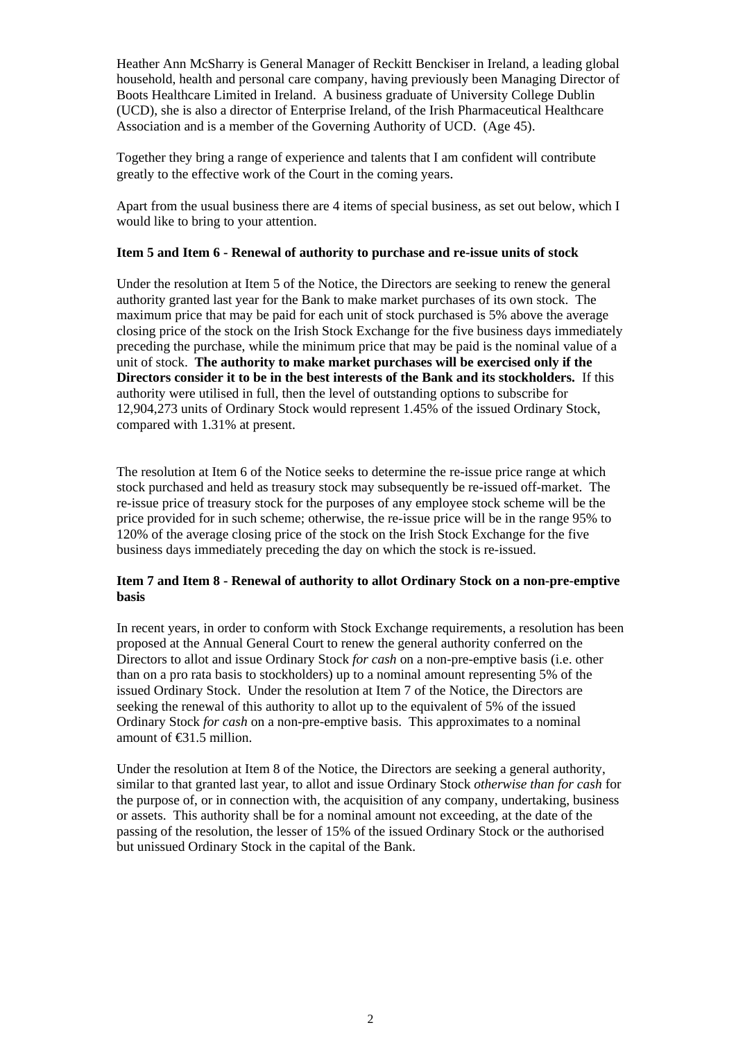Heather Ann McSharry is General Manager of Reckitt Benckiser in Ireland, a leading global household, health and personal care company, having previously been Managing Director of Boots Healthcare Limited in Ireland. A business graduate of University College Dublin (UCD), she is also a director of Enterprise Ireland, of the Irish Pharmaceutical Healthcare Association and is a member of the Governing Authority of UCD. (Age 45).

Together they bring a range of experience and talents that I am confident will contribute greatly to the effective work of the Court in the coming years.

Apart from the usual business there are 4 items of special business, as set out below, which I would like to bring to your attention.

**Item 5 and Item 6 - Renewal of authority to purchase and re-issue units of stock**

Under the resolution at Item 5 of the Notice, the Directors are seeking to renew the general authority granted last year for the Bank to make market purchases of its own stock. The maximum price that may be paid for each unit of stock purchased is 5% above the average closing price of the stock on the Irish Stock Exchange for the five business days immediately preceding the purchase, while the minimum price that may be paid is the nominal value of a unit of stock. **The authority to make market purchases will be exercised only if the Directors consider it to be in the best interests of the Bank and its stockholders.** If this authority were utilised in full, then the level of outstanding options to subscribe for 12,904,273 units of Ordinary Stock would represent 1.45% of the issued Ordinary Stock, compared with 1.31% at present.

The resolution at Item 6 of the Notice seeks to determine the re-issue price range at which stock purchased and held as treasury stock may subsequently be re-issued off-market. The re-issue price of treasury stock for the purposes of any employee stock scheme will be the price provided for in such scheme; otherwise, the re-issue price will be in the range 95% to 120% of the average closing price of the stock on the Irish Stock Exchange for the five business days immediately preceding the day on which the stock is re-issued.

**Item 7 and Item 8 - Renewal of authority to allot Ordinary Stock on a non-pre-emptive basis**

In recent years, in order to conform with Stock Exchange requirements, a resolution has been proposed at the Annual General Court to renew the general authority conferred on the Directors to allot and issue Ordinary Stock *for cash* on a non-pre-emptive basis (i.e. other than on a pro rata basis to stockholders) up to a nominal amount representing 5% of the issued Ordinary Stock. Under the resolution at Item 7 of the Notice, the Directors are seeking the renewal of this authority to allot up to the equivalent of 5% of the issued Ordinary Stock *for cash* on a non-pre-emptive basis. This approximates to a nominal amount of €31.5 million.

Under the resolution at Item 8 of the Notice, the Directors are seeking a general authority, similar to that granted last year, to allot and issue Ordinary Stock *otherwise than for cash* for the purpose of, or in connection with, the acquisition of any company, undertaking, business or assets. This authority shall be for a nominal amount not exceeding, at the date of the passing of the resolution, the lesser of 15% of the issued Ordinary Stock or the authorised but unissued Ordinary Stock in the capital of the Bank.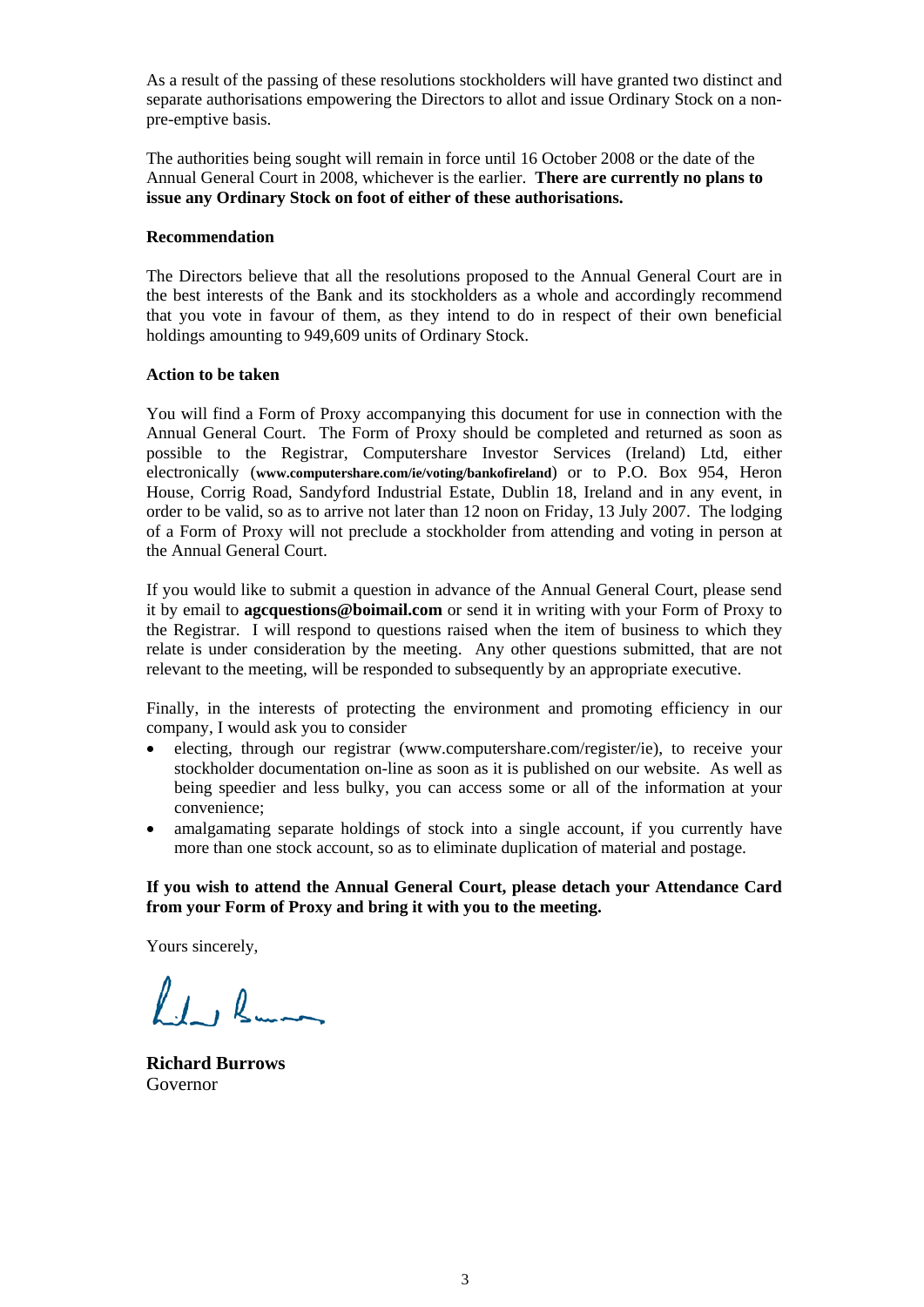As a result of the passing of these resolutions stockholders will have granted two distinct and separate authorisations empowering the Directors to allot and issue Ordinary Stock on a non-pre-emptive basis.

The authorities being sought will remain in force until 16 October 2008 or the date of the Annual General Court in 2008, whichever is the earlier. **There are currently no plans to issue any Ordinary Stock on foot of either of these authorisations.**

**Recommendation**

The Directors believe that all the resolutions proposed to the Annual General Court are in the best interests of the Bank and its stockholders as a whole and accordingly recommend that you vote in favour of them, as they intend to do in respect of their own beneficial holdings amounting to 949,609 units of Ordinary Stock.

**Action to be taken**

You will find a Form of Proxy accompanying this document for use in connection with the Annual General Court. The Form of Proxy should be completed and returned as soon as possible to the Registrar, Computershare Investor Services (Ireland) Ltd, either electronically (**www.computershare.com/ie/voting/bankofireland**) or to P.O. Box 954, Heron House, Corrig Road, Sandyford Industrial Estate, Dublin 18, Ireland and in any event, in order to be valid, so as to arrive not later than 12 noon on Friday, 13 July 2007. The lodging of a Form of Proxy will not preclude a stockholder from attending and voting in person at the Annual General Court.

If you would like to submit a question in advance of the Annual General Court, please send it by email to **agcquestions@boimail.com** or send it in writing with your Form of Proxy to the Registrar. I will respond to questions raised when the item of business to which they relate is under consideration by the meeting. Any other questions submitted, that are not relevant to the meeting, will be responded to subsequently by an appropriate executive.

Finally, in the interests of protecting the environment and promoting efficiency in our company, I would ask you to consider

- electing, through our registrar (www.computershare.com/register/ie), to receive your stockholder documentation on-line as soon as it is published on our website. As well as being speedier and less bulky, you can access some or all of the information at your convenience;
- amalgamating separate holdings of stock into a single account, if you currently have more than one stock account, so as to eliminate duplication of material and postage.

**If you wish to attend the Annual General Court, please detach your Attendance Card from your Form of Proxy and bring it with you to the meeting.**

Yours sincerely,

**Richard Burrows**
Governor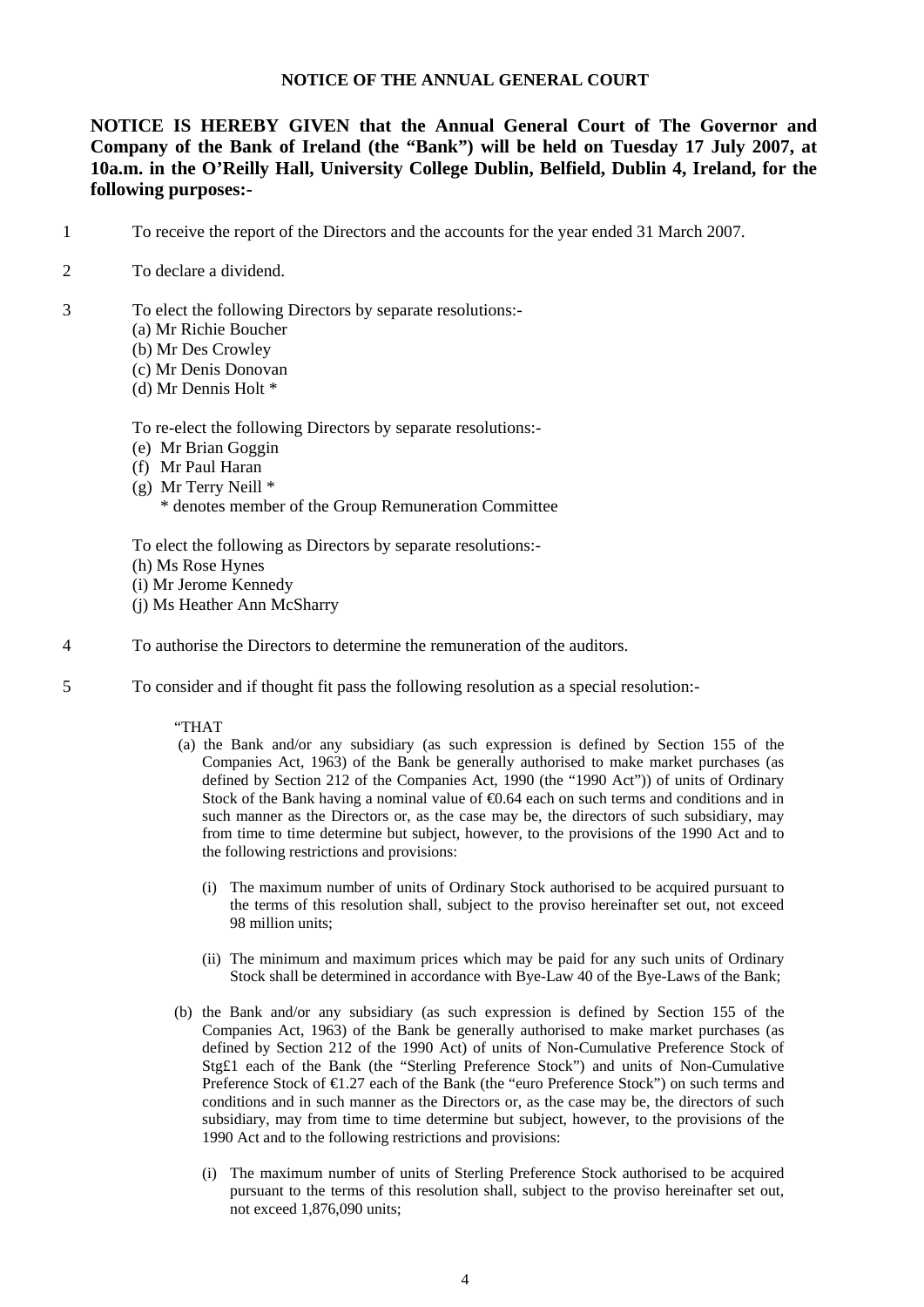## NOTICE OF THE ANNUAL GENERAL COURT

**NOTICE IS HEREBY GIVEN that the Annual General Court of The Governor and Company of the Bank of Ireland (the "Bank") will be held on Tuesday 17 July 2007, at 10a.m. in the O'Reilly Hall, University College Dublin, Belfield, Dublin 4, Ireland, for the following purposes:-**

1 To receive the report of the Directors and the accounts for the year ended 31 March 2007.

2 To declare a dividend.

3 To elect the following Directors by separate resolutions:-
(a) Mr Richie Boucher
(b) Mr Des Crowley
(c) Mr Denis Donovan
(d) Mr Dennis Holt *

To re-elect the following Directors by separate resolutions:-
(e) Mr Brian Goggin
(f) Mr Paul Haran
(g) Mr Terry Neill *
\* denotes member of the Group Remuneration Committee

To elect the following as Directors by separate resolutions:-
(h) Ms Rose Hynes
(i) Mr Jerome Kennedy
(j) Ms Heather Ann McSharry

4 To authorise the Directors to determine the remuneration of the auditors.

5 To consider and if thought fit pass the following resolution as a special resolution:-

"THAT

(a) the Bank and/or any subsidiary (as such expression is defined by Section 155 of the Companies Act, 1963) of the Bank be generally authorised to make market purchases (as defined by Section 212 of the Companies Act, 1990 (the "1990 Act")) of units of Ordinary Stock of the Bank having a nominal value of €0.64 each on such terms and conditions and in such manner as the Directors or, as the case may be, the directors of such subsidiary, may from time to time determine but subject, however, to the provisions of the 1990 Act and to the following restrictions and provisions:

(i) The maximum number of units of Ordinary Stock authorised to be acquired pursuant to the terms of this resolution shall, subject to the proviso hereinafter set out, not exceed 98 million units;

(ii) The minimum and maximum prices which may be paid for any such units of Ordinary Stock shall be determined in accordance with Bye-Law 40 of the Bye-Laws of the Bank;

(b) the Bank and/or any subsidiary (as such expression is defined by Section 155 of the Companies Act, 1963) of the Bank be generally authorised to make market purchases (as defined by Section 212 of the 1990 Act) of units of Non-Cumulative Preference Stock of Stg£1 each of the Bank (the "Sterling Preference Stock") and units of Non-Cumulative Preference Stock of €1.27 each of the Bank (the "euro Preference Stock") on such terms and conditions and in such manner as the Directors or, as the case may be, the directors of such subsidiary, may from time to time determine but subject, however, to the provisions of the 1990 Act and to the following restrictions and provisions:

(i) The maximum number of units of Sterling Preference Stock authorised to be acquired pursuant to the terms of this resolution shall, subject to the proviso hereinafter set out, not exceed 1,876,090 units;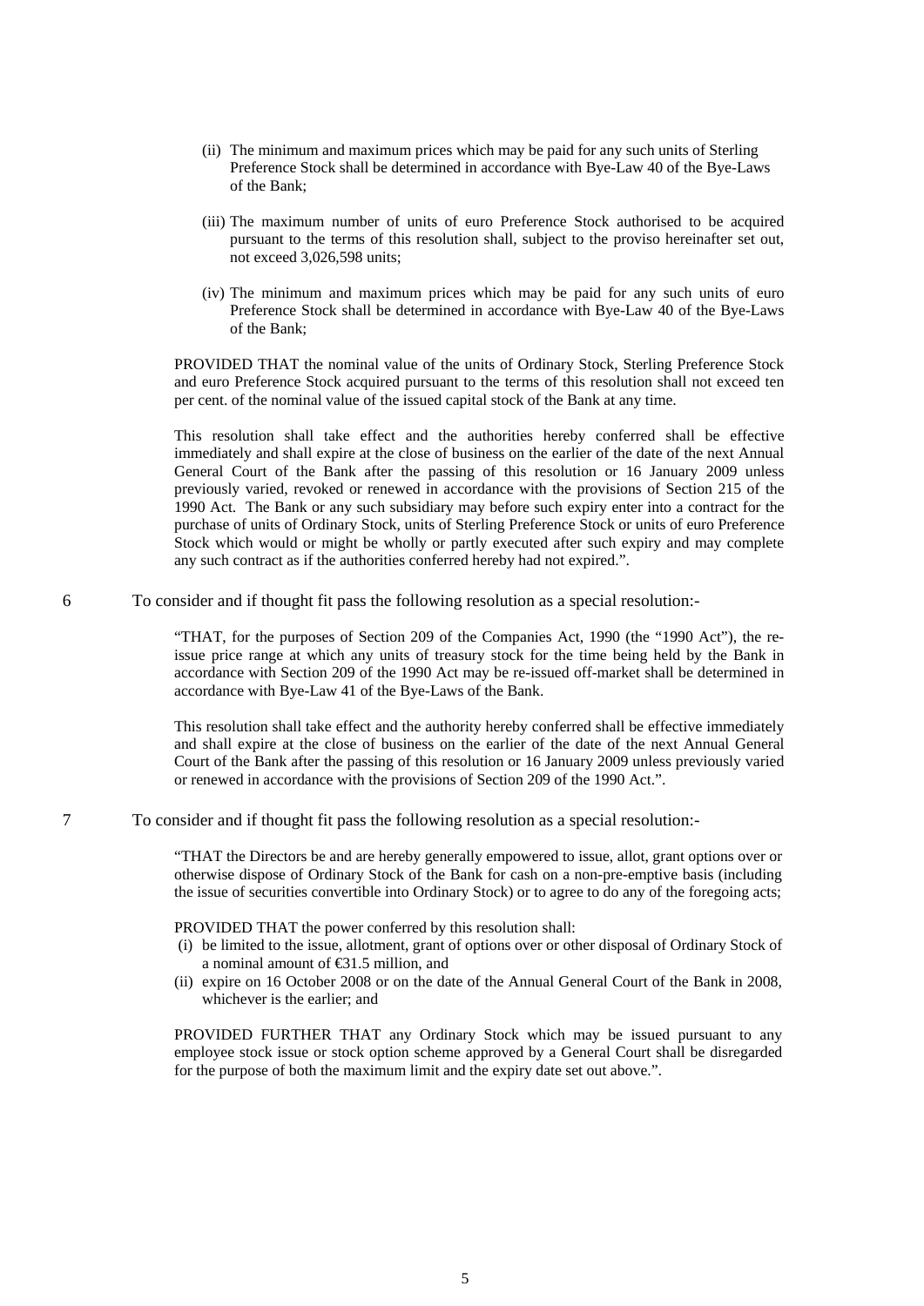(ii) The minimum and maximum prices which may be paid for any such units of Sterling Preference Stock shall be determined in accordance with Bye-Law 40 of the Bye-Laws of the Bank;

(iii) The maximum number of units of euro Preference Stock authorised to be acquired pursuant to the terms of this resolution shall, subject to the proviso hereinafter set out, not exceed 3,026,598 units;

(iv) The minimum and maximum prices which may be paid for any such units of euro Preference Stock shall be determined in accordance with Bye-Law 40 of the Bye-Laws of the Bank;

PROVIDED THAT the nominal value of the units of Ordinary Stock, Sterling Preference Stock and euro Preference Stock acquired pursuant to the terms of this resolution shall not exceed ten per cent. of the nominal value of the issued capital stock of the Bank at any time.

This resolution shall take effect and the authorities hereby conferred shall be effective immediately and shall expire at the close of business on the earlier of the date of the next Annual General Court of the Bank after the passing of this resolution or 16 January 2009 unless previously varied, revoked or renewed in accordance with the provisions of Section 215 of the 1990 Act. The Bank or any such subsidiary may before such expiry enter into a contract for the purchase of units of Ordinary Stock, units of Sterling Preference Stock or units of euro Preference Stock which would or might be wholly or partly executed after such expiry and may complete any such contract as if the authorities conferred hereby had not expired.".

6 To consider and if thought fit pass the following resolution as a special resolution:-

"THAT, for the purposes of Section 209 of the Companies Act, 1990 (the "1990 Act"), the re-issue price range at which any units of treasury stock for the time being held by the Bank in accordance with Section 209 of the 1990 Act may be re-issued off-market shall be determined in accordance with Bye-Law 41 of the Bye-Laws of the Bank.

This resolution shall take effect and the authority hereby conferred shall be effective immediately and shall expire at the close of business on the earlier of the date of the next Annual General Court of the Bank after the passing of this resolution or 16 January 2009 unless previously varied or renewed in accordance with the provisions of Section 209 of the 1990 Act.".

7 To consider and if thought fit pass the following resolution as a special resolution:-

"THAT the Directors be and are hereby generally empowered to issue, allot, grant options over or otherwise dispose of Ordinary Stock of the Bank for cash on a non-pre-emptive basis (including the issue of securities convertible into Ordinary Stock) or to agree to do any of the foregoing acts;

PROVIDED THAT the power conferred by this resolution shall:

(i) be limited to the issue, allotment, grant of options over or other disposal of Ordinary Stock of a nominal amount of €31.5 million, and
(ii) expire on 16 October 2008 or on the date of the Annual General Court of the Bank in 2008, whichever is the earlier; and

PROVIDED FURTHER THAT any Ordinary Stock which may be issued pursuant to any employee stock issue or stock option scheme approved by a General Court shall be disregarded for the purpose of both the maximum limit and the expiry date set out above.".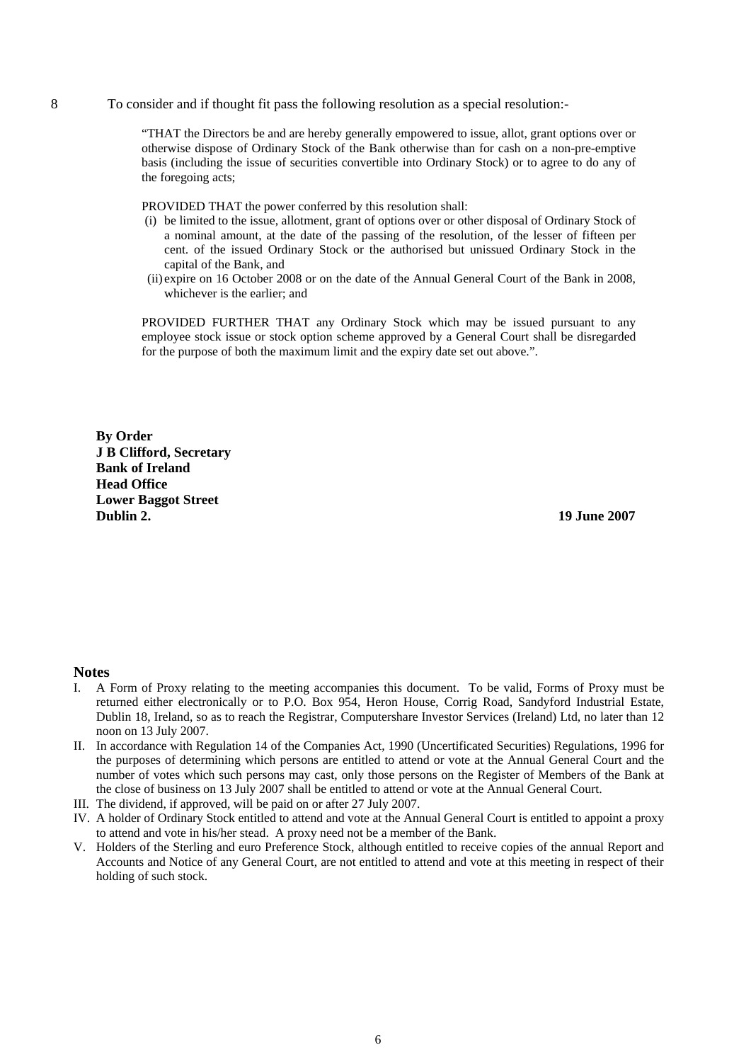8 To consider and if thought fit pass the following resolution as a special resolution:-

> "THAT the Directors be and are hereby generally empowered to issue, allot, grant options over or otherwise dispose of Ordinary Stock of the Bank otherwise than for cash on a non-pre-emptive basis (including the issue of securities convertible into Ordinary Stock) or to agree to do any of the foregoing acts;
>
> PROVIDED THAT the power conferred by this resolution shall:
>
> (i) be limited to the issue, allotment, grant of options over or other disposal of Ordinary Stock of a nominal amount, at the date of the passing of the resolution, of the lesser of fifteen per cent. of the issued Ordinary Stock or the authorised but unissued Ordinary Stock in the capital of the Bank, and
>
> (ii) expire on 16 October 2008 or on the date of the Annual General Court of the Bank in 2008, whichever is the earlier; and
>
> PROVIDED FURTHER THAT any Ordinary Stock which may be issued pursuant to any employee stock issue or stock option scheme approved by a General Court shall be disregarded for the purpose of both the maximum limit and the expiry date set out above.".

**By Order**
**J B Clifford, Secretary**
**Bank of Ireland**
**Head Office**
**Lower Baggot Street**
**Dublin 2.**

**19 June 2007**

## Notes

I. A Form of Proxy relating to the meeting accompanies this document. To be valid, Forms of Proxy must be returned either electronically or to P.O. Box 954, Heron House, Corrig Road, Sandyford Industrial Estate, Dublin 18, Ireland, so as to reach the Registrar, Computershare Investor Services (Ireland) Ltd, no later than 12 noon on 13 July 2007.

II. In accordance with Regulation 14 of the Companies Act, 1990 (Uncertificated Securities) Regulations, 1996 for the purposes of determining which persons are entitled to attend or vote at the Annual General Court and the number of votes which such persons may cast, only those persons on the Register of Members of the Bank at the close of business on 13 July 2007 shall be entitled to attend or vote at the Annual General Court.

III. The dividend, if approved, will be paid on or after 27 July 2007.

IV. A holder of Ordinary Stock entitled to attend and vote at the Annual General Court is entitled to appoint a proxy to attend and vote in his/her stead. A proxy need not be a member of the Bank.

V. Holders of the Sterling and euro Preference Stock, although entitled to receive copies of the annual Report and Accounts and Notice of any General Court, are not entitled to attend and vote at this meeting in respect of their holding of such stock.